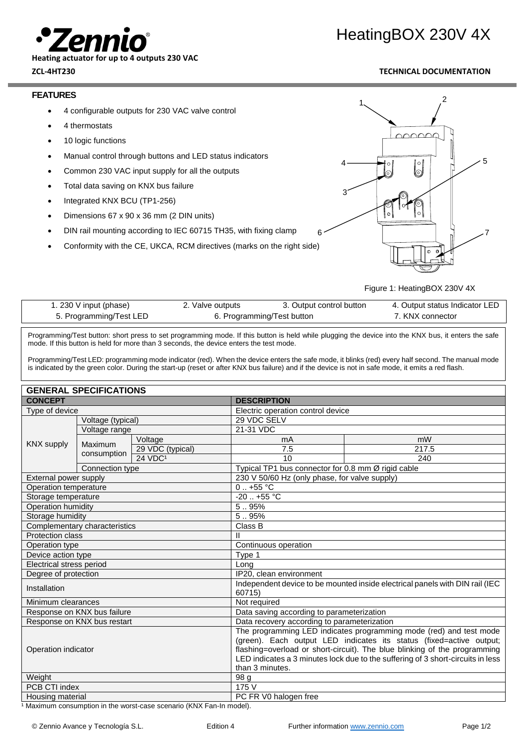# HeatingBOX 230V 4X

**Heating actuator for up to 4 outputs 230 VAC**

**ZCL-4HT230**

**TECHNICAL DOCUMENTATION**

## FEATURES

- 4 configurable outputs for 230 VAC valve control
- 4 thermostats
- 10 logic functions
- Manual control through buttons and LED status indicators
- Common 230 VAC input supply for all the outputs
- Total data saving on KNX bus failure
- Integrated KNX BCU (TP1-256)
- Dimensions 67 x 90 x 36 mm (2 DIN units)
- DIN rail mounting according to IEC 60715 TH35, with fixing clamp
- Conformity with the CE, UKCA, RCM directives (marks on the right side)

1
2
3
4
5
6
7

Figure 1: HeatingBOX 230V 4X

| | | | |
|---|---|---|---|
| 1. 230 V input (phase) | 2. Valve outputs | 3. Output control button | 4. Output status Indicator LED |
| 5. Programming/Test LED | 6. Programming/Test button | | 7. KNX connector |

Programming/Test button: short press to set programming mode. If this button is held while plugging the device into the KNX bus, it enters the safe mode. If this button is held for more than 3 seconds, the device enters the test mode.

Programming/Test LED: programming mode indicator (red). When the device enters the safe mode, it blinks (red) every half second. The manual mode is indicated by the green color. During the start-up (reset or after KNX bus failure) and if the device is not in safe mode, it emits a red flash.

## GENERAL SPECIFICATIONS

| CONCEPT | | | DESCRIPTION | |
|---|---|---|---|---|
| Type of device | | | Electric operation control device | |
| KNX supply | Voltage (typical) | | 29 VDC SELV | |
| | Voltage range | | 21-31 VDC | |
| | Maximum consumption | Voltage | mA | mW |
| | | 29 VDC (typical) | 7.5 | 217.5 |
| | | 24 VDC[1] | 10 | 240 |
| | Connection type | | Typical TP1 bus connector for 0.8 mm Ø rigid cable | |
| External power supply | | | 230 V 50/60 Hz (only phase, for valve supply) | |
| Operation temperature | | | 0 .. +55 °C | |
| Storage temperature | | | -20 .. +55 °C | |
| Operation humidity | | | 5 .. 95% | |
| Storage humidity | | | 5 .. 95% | |
| Complementary characteristics | | | Class B | |
| Protection class | | | II | |
| Operation type | | | Continuous operation | |
| Device action type | | | Type 1 | |
| Electrical stress period | | | Long | |
| Degree of protection | | | IP20, clean environment | |
| Installation | | | Independent device to be mounted inside electrical panels with DIN rail (IEC 60715) | |
| Minimum clearances | | | Not required | |
| Response on KNX bus failure | | | Data saving according to parameterization | |
| Response on KNX bus restart | | | Data recovery according to parameterization | |
| Operation indicator | | | The programming LED indicates programming mode (red) and test mode (green). Each output LED indicates its status (fixed=active output; flashing=overload or short-circuit). The blue blinking of the programming LED indicates a 3 minutes lock due to the suffering of 3 short-circuits in less than 3 minutes. | |
| Weight | | | 98 g | |
| PCB CTI index | | | 175 V | |
| Housing material | | | PC FR V0 halogen free | |

[1] Maximum consumption in the worst-case scenario (KNX Fan-In model).

© Zennio Avance y Tecnología S.L. Edition 4 Further information www.zennio.com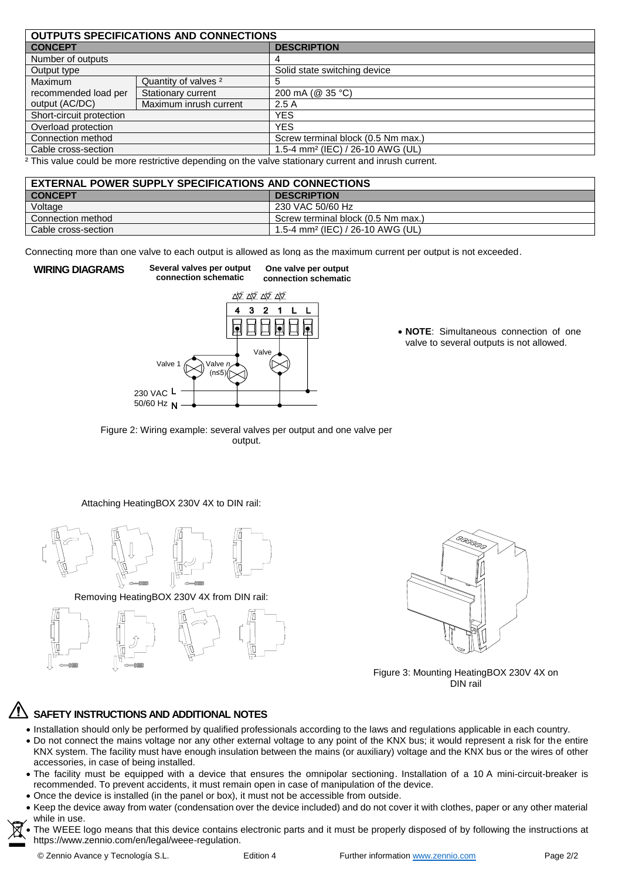| OUTPUTS SPECIFICATIONS AND CONNECTIONS | | |
| --- | --- | --- |
| **CONCEPT** | | **DESCRIPTION** |
| Number of outputs | | 4 |
| Output type | | Solid state switching device |
| Maximum recommended load per output (AC/DC) | Quantity of valves [2] | 5 |
| | Stationary current | 200 mA (@ 35 °C) |
| | Maximum inrush current | 2.5 A |
| Short-circuit protection | | YES |
| Overload protection | | YES |
| Connection method | | Screw terminal block (0.5 Nm max.) |
| Cable cross-section | | 1.5-4 mm² (IEC) / 26-10 AWG (UL) |

[2] This value could be more restrictive depending on the valve stationary current and inrush current.

| EXTERNAL POWER SUPPLY SPECIFICATIONS AND CONNECTIONS | |
| --- | --- |
| **CONCEPT** | **DESCRIPTION** |
| Voltage | 230 VAC 50/60 Hz |
| Connection method | Screw terminal block (0.5 Nm max.) |
| Cable cross-section | 1.5-4 mm² (IEC) / 26-10 AWG (UL) |

Connecting more than one valve to each output is allowed as long as the maximum current per output is not exceeded.

**WIRING DIAGRAMS**

**Several valves per output connection schematic**

**One valve per output connection schematic**

4 3 2 1 L L

Valve 1

Valve *n* (n≤5)

Valve

230 VAC L

50/60 Hz N

- **NOTE**: Simultaneous connection of one valve to several outputs is not allowed.

Figure 2: Wiring example: several valves per output and one valve per output.

Attaching HeatingBOX 230V 4X to DIN rail:

Removing HeatingBOX 230V 4X from DIN rail:

Figure 3: Mounting HeatingBOX 230V 4X on DIN rail

## SAFETY INSTRUCTIONS AND ADDITIONAL NOTES

- Installation should only be performed by qualified professionals according to the laws and regulations applicable in each country.
- Do not connect the mains voltage nor any other external voltage to any point of the KNX bus; it would represent a risk for the entire KNX system. The facility must have enough insulation between the mains (or auxiliary) voltage and the KNX bus or the wires of other accessories, in case of being installed.
- The facility must be equipped with a device that ensures the omnipolar sectioning. Installation of a 10 A mini-circuit-breaker is recommended. To prevent accidents, it must remain open in case of manipulation of the device.
- Once the device is installed (in the panel or box), it must not be accessible from outside.
- Keep the device away from water (condensation over the device included) and do not cover it with clothes, paper or any other material while in use.
- The WEEE logo means that this device contains electronic parts and it must be properly disposed of by following the instructions at https://www.zennio.com/en/legal/weee-regulation.

© Zennio Avance y Tecnología S.L. Edition 4 Further information www.zennio.com